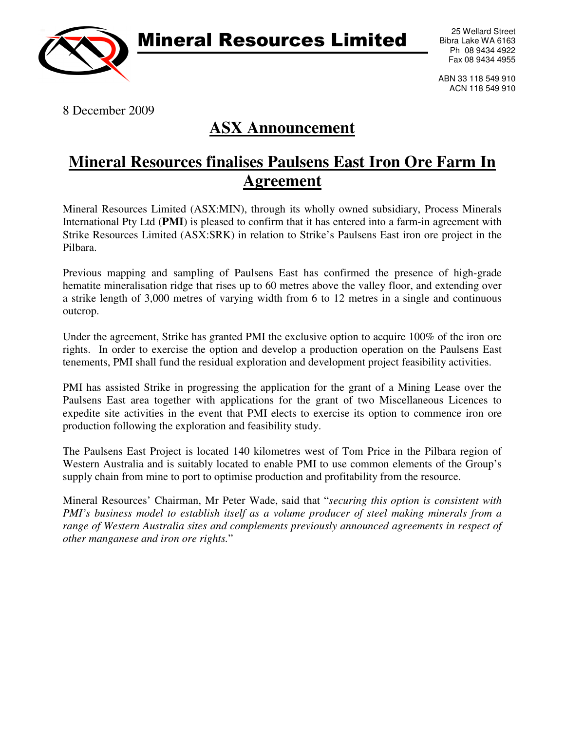# Mineral Resources Limited

25 Wellard Street
Bibra Lake WA 6163
Ph 08 9434 4922
Fax 08 9434 4955

ABN 33 118 549 910
ACN 118 549 910

8 December 2009

## ASX Announcement

## Mineral Resources finalises Paulsens East Iron Ore Farm In Agreement

Mineral Resources Limited (ASX:MIN), through its wholly owned subsidiary, Process Minerals International Pty Ltd (**PMI**) is pleased to confirm that it has entered into a farm-in agreement with Strike Resources Limited (ASX:SRK) in relation to Strike's Paulsens East iron ore project in the Pilbara.

Previous mapping and sampling of Paulsens East has confirmed the presence of high-grade hematite mineralisation ridge that rises up to 60 metres above the valley floor, and extending over a strike length of 3,000 metres of varying width from 6 to 12 metres in a single and continuous outcrop.

Under the agreement, Strike has granted PMI the exclusive option to acquire 100% of the iron ore rights. In order to exercise the option and develop a production operation on the Paulsens East tenements, PMI shall fund the residual exploration and development project feasibility activities.

PMI has assisted Strike in progressing the application for the grant of a Mining Lease over the Paulsens East area together with applications for the grant of two Miscellaneous Licences to expedite site activities in the event that PMI elects to exercise its option to commence iron ore production following the exploration and feasibility study.

The Paulsens East Project is located 140 kilometres west of Tom Price in the Pilbara region of Western Australia and is suitably located to enable PMI to use common elements of the Group's supply chain from mine to port to optimise production and profitability from the resource.

Mineral Resources' Chairman, Mr Peter Wade, said that "*securing this option is consistent with PMI's business model to establish itself as a volume producer of steel making minerals from a range of Western Australia sites and complements previously announced agreements in respect of other manganese and iron ore rights.*"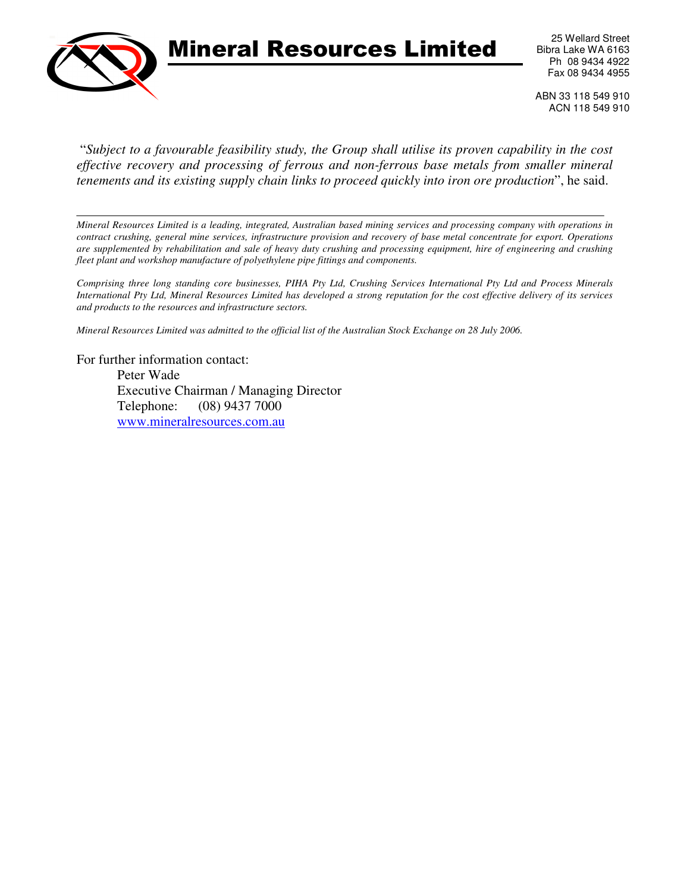# Mineral Resources Limited

25 Wellard Street
Bibra Lake WA 6163
Ph 08 9434 4922
Fax 08 9434 4955

ABN 33 118 549 910
ACN 118 549 910

"*Subject to a favourable feasibility study, the Group shall utilise its proven capability in the cost effective recovery and processing of ferrous and non-ferrous base metals from smaller mineral tenements and its existing supply chain links to proceed quickly into iron ore production*", he said.

---

*Mineral Resources Limited is a leading, integrated, Australian based mining services and processing company with operations in contract crushing, general mine services, infrastructure provision and recovery of base metal concentrate for export. Operations are supplemented by rehabilitation and sale of heavy duty crushing and processing equipment, hire of engineering and crushing fleet plant and workshop manufacture of polyethylene pipe fittings and components.*

*Comprising three long standing core businesses, PIHA Pty Ltd, Crushing Services International Pty Ltd and Process Minerals International Pty Ltd, Mineral Resources Limited has developed a strong reputation for the cost effective delivery of its services and products to the resources and infrastructure sectors.*

*Mineral Resources Limited was admitted to the official list of the Australian Stock Exchange on 28 July 2006.*

For further information contact:

Peter Wade
Executive Chairman / Managing Director
Telephone: (08) 9437 7000
www.mineralresources.com.au